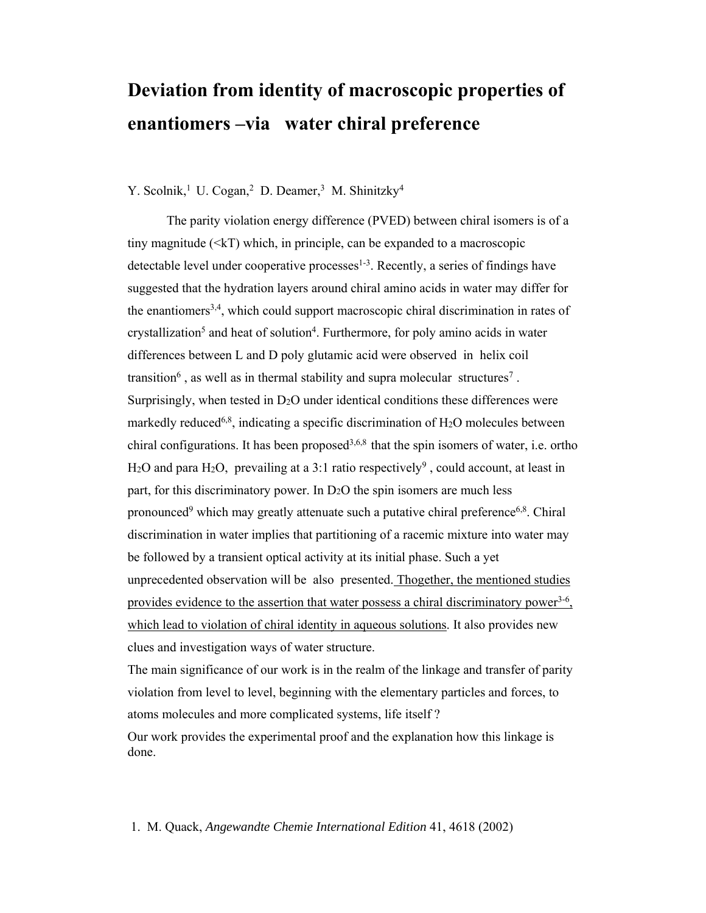# Deviation from identity of macroscopic properties of enantiomers –via water chiral preference

Y. Scolnik,[1] U. Cogan,[2] D. Deamer,[3] M. Shinitzky[4]

The parity violation energy difference (PVED) between chiral isomers is of a tiny magnitude (<kT) which, in principle, can be expanded to a macroscopic detectable level under cooperative processes[1-3]. Recently, a series of findings have suggested that the hydration layers around chiral amino acids in water may differ for the enantiomers[3,4], which could support macroscopic chiral discrimination in rates of crystallization[5] and heat of solution[4]. Furthermore, for poly amino acids in water differences between L and D poly glutamic acid were observed in helix coil transition[6], as well as in thermal stability and supra molecular structures[7]. Surprisingly, when tested in $D_2O$ under identical conditions these differences were markedly reduced[6,8], indicating a specific discrimination of $H_2O$ molecules between chiral configurations. It has been proposed[3,6,8] that the spin isomers of water, i.e. ortho $H_2O$ and para $H_2O$, prevailing at a 3:1 ratio respectively[9], could account, at least in part, for this discriminatory power. In $D_2O$ the spin isomers are much less pronounced[9] which may greatly attenuate such a putative chiral preference[6,8]. Chiral discrimination in water implies that partitioning of a racemic mixture into water may be followed by a transient optical activity at its initial phase. Such a yet unprecedented observation will be also presented. Thogether, the mentioned studies provides evidence to the assertion that water possess a chiral discriminatory power[3-6], which lead to violation of chiral identity in aqueous solutions. It also provides new clues and investigation ways of water structure.

The main significance of our work is in the realm of the linkage and transfer of parity violation from level to level, beginning with the elementary particles and forces, to atoms molecules and more complicated systems, life itself ?

Our work provides the experimental proof and the explanation how this linkage is done.

1. M. Quack, *Angewandte Chemie International Edition* 41, 4618 (2002)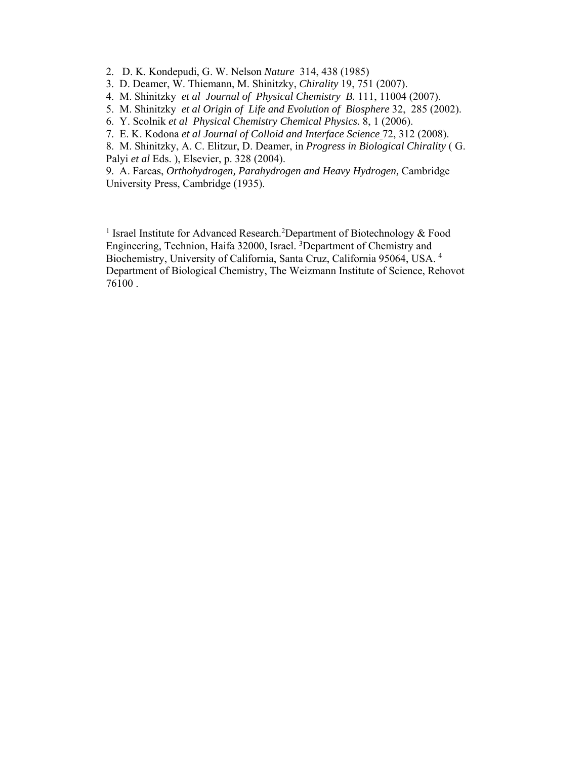2. D. K. Kondepudi, G. W. Nelson *Nature* 314, 438 (1985)
3. D. Deamer, W. Thiemann, M. Shinitzky, *Chirality* 19, 751 (2007).
4. M. Shinitzky *et al* *Journal of Physical Chemistry B.* 111, 11004 (2007).
5. M. Shinitzky *et al Origin of Life and Evolution of Biosphere* 32, 285 (2002).
6. Y. Scolnik *et al* *Physical Chemistry Chemical Physics.* 8, 1 (2006).
7. E. K. Kodona *et al Journal of Colloid and Interface Science* 72, 312 (2008).
8. M. Shinitzky, A. C. Elitzur, D. Deamer, in *Progress in Biological Chirality* ( G. Palyi *et al* Eds. ), Elsevier, p. 328 (2004).
9. A. Farcas, *Orthohydrogen, Parahydrogen and Heavy Hydrogen,* Cambridge University Press, Cambridge (1935).

[1] Israel Institute for Advanced Research.[2]Department of Biotechnology & Food Engineering, Technion, Haifa 32000, Israel. [3]Department of Chemistry and Biochemistry, University of California, Santa Cruz, California 95064, USA. [4] Department of Biological Chemistry, The Weizmann Institute of Science, Rehovot 76100 .